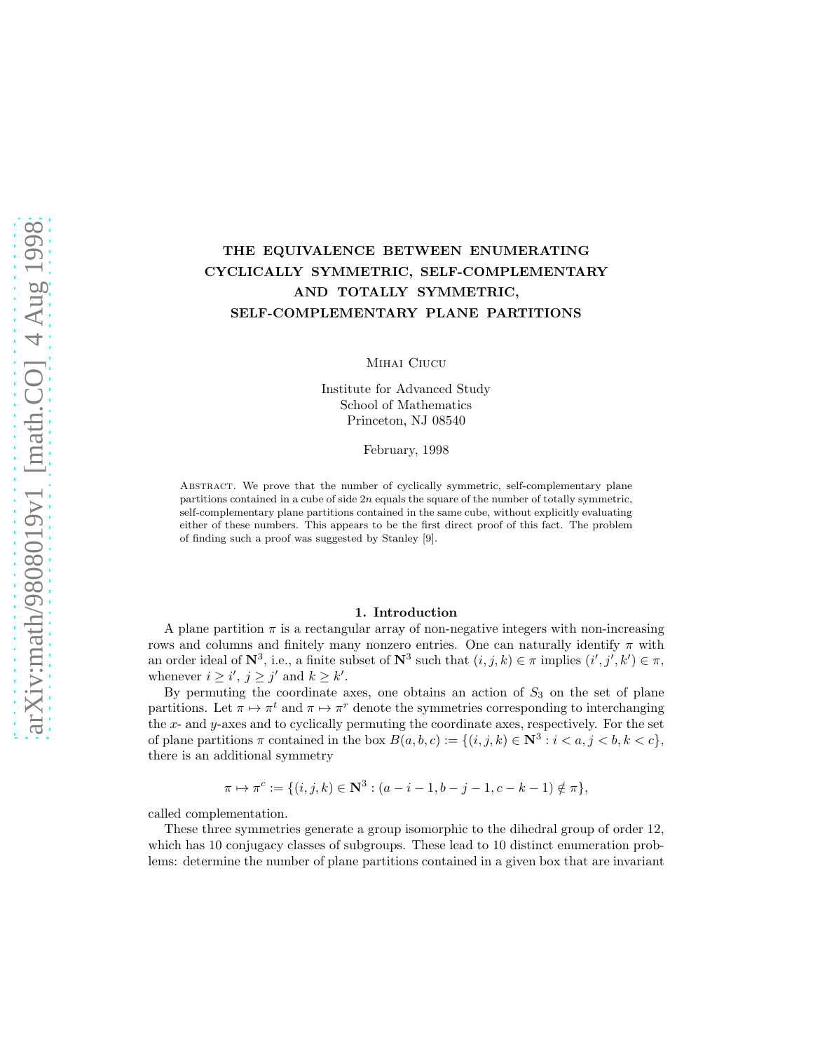# THE EQUIVALENCE BETWEEN ENUMERATING CYCLICALLY SYMMETRIC, SELF-COMPLEMENTARY AND TOTALLY SYMMETRIC, SELF-COMPLEMENTARY PLANE PARTITIONS

Mihai Ciucu

Institute for Advanced Study
School of Mathematics
Princeton, NJ 08540

February, 1998

Abstract. We prove that the number of cyclically symmetric, self-complementary plane partitions contained in a cube of side $2n$ equals the square of the number of totally symmetric, self-complementary plane partitions contained in the same cube, without explicitly evaluating either of these numbers. This appears to be the first direct proof of this fact. The problem of finding such a proof was suggested by Stanley [9].

## 1. Introduction

A plane partition $\pi$ is a rectangular array of non-negative integers with non-increasing rows and columns and finitely many nonzero entries. One can naturally identify $\pi$ with an order ideal of $\mathbf{N}^3$, i.e., a finite subset of $\mathbf{N}^3$ such that $(i, j, k) \in \pi$ implies $(i', j', k') \in \pi$, whenever $i \geq i'$, $j \geq j'$ and $k \geq k'$.

By permuting the coordinate axes, one obtains an action of $S_3$ on the set of plane partitions. Let $\pi \mapsto \pi^t$ and $\pi \mapsto \pi^r$ denote the symmetries corresponding to interchanging the $x$- and $y$-axes and to cyclically permuting the coordinate axes, respectively. For the set of plane partitions $\pi$ contained in the box $B(a, b, c) := \{(i, j, k) \in \mathbf{N}^3 : i < a, j < b, k < c\}$, there is an additional symmetry

$$\pi \mapsto \pi^c := \{(i, j, k) \in \mathbf{N}^3 : (a - i - 1, b - j - 1, c - k - 1) \notin \pi\},$$

called complementation.

These three symmetries generate a group isomorphic to the dihedral group of order 12, which has 10 conjugacy classes of subgroups. These lead to 10 distinct enumeration problems: determine the number of plane partitions contained in a given box that are invariant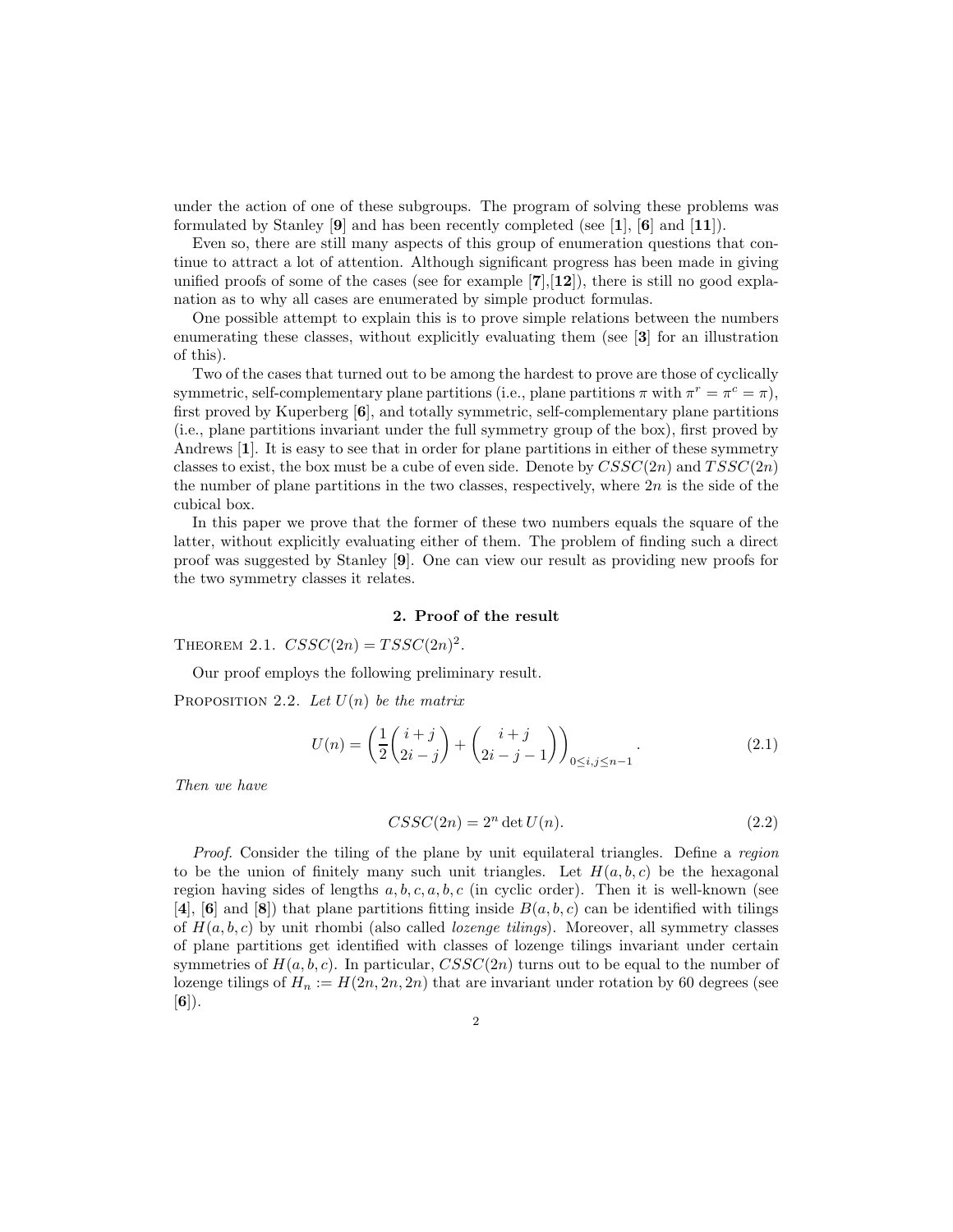under the action of one of these subgroups. The program of solving these problems was formulated by Stanley [**9**] and has been recently completed (see [**1**], [**6**] and [**11**]).

Even so, there are still many aspects of this group of enumeration questions that continue to attract a lot of attention. Although significant progress has been made in giving unified proofs of some of the cases (see for example [**7**],[**12**]), there is still no good explanation as to why all cases are enumerated by simple product formulas.

One possible attempt to explain this is to prove simple relations between the numbers enumerating these classes, without explicitly evaluating them (see [**3**] for an illustration of this).

Two of the cases that turned out to be among the hardest to prove are those of cyclically symmetric, self-complementary plane partitions (i.e., plane partitions $\pi$ with $\pi^r = \pi^c = \pi$), first proved by Kuperberg [**6**], and totally symmetric, self-complementary plane partitions (i.e., plane partitions invariant under the full symmetry group of the box), first proved by Andrews [**1**]. It is easy to see that in order for plane partitions in either of these symmetry classes to exist, the box must be a cube of even side. Denote by $CSSC(2n)$ and $TSSC(2n)$ the number of plane partitions in the two classes, respectively, where $2n$ is the side of the cubical box.

In this paper we prove that the former of these two numbers equals the square of the latter, without explicitly evaluating either of them. The problem of finding such a direct proof was suggested by Stanley [**9**]. One can view our result as providing new proofs for the two symmetry classes it relates.

## 2. Proof of the result

THEOREM 2.1. *$CSSC(2n) = TSSC(2n)^2$.*

Our proof employs the following preliminary result.

PROPOSITION 2.2. *Let $U(n)$ be the matrix*

$$U(n) = \left( \frac{1}{2} \binom{i+j}{2i-j} + \binom{i+j}{2i-j-1} \right)_{0 \leq i,j \leq n-1}. \tag{2.1}$$

*Then we have*

$$CSSC(2n) = 2^n \det U(n). \tag{2.2}$$

*Proof.* Consider the tiling of the plane by unit equilateral triangles. Define a *region* to be the union of finitely many such unit triangles. Let $H(a,b,c)$ be the hexagonal region having sides of lengths $a, b, c, a, b, c$ (in cyclic order). Then it is well-known (see [**4**], [**6**] and [**8**]) that plane partitions fitting inside $B(a,b,c)$ can be identified with tilings of $H(a,b,c)$ by unit rhombi (also called *lozenge tilings*). Moreover, all symmetry classes of plane partitions get identified with classes of lozenge tilings invariant under certain symmetries of $H(a,b,c)$. In particular, $CSSC(2n)$ turns out to be equal to the number of lozenge tilings of $H_n := H(2n,2n,2n)$ that are invariant under rotation by 60 degrees (see [**6**]).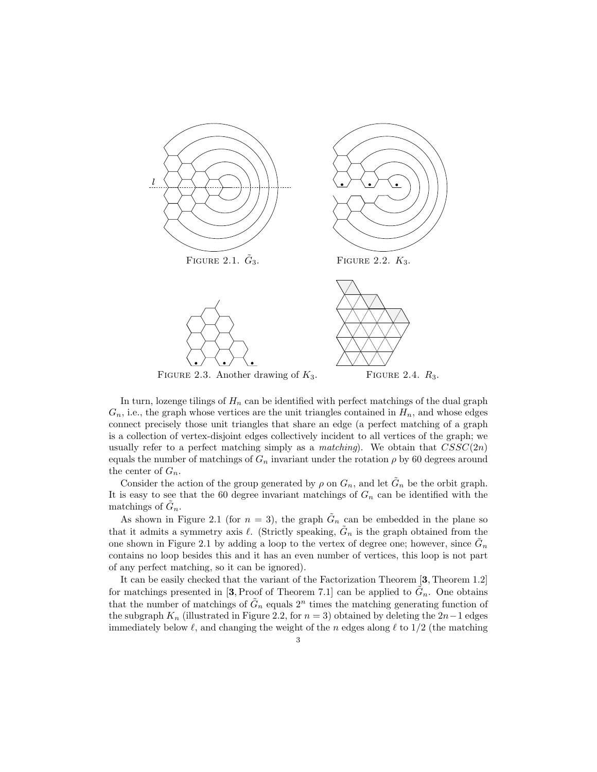FIGURE 2.1. $\tilde{G}_3$.

FIGURE 2.2. $K_3$.

FIGURE 2.3. Another drawing of $K_3$.

FIGURE 2.4. $R_3$.

In turn, lozenge tilings of $H_n$ can be identified with perfect matchings of the dual graph $G_n$, i.e., the graph whose vertices are the unit triangles contained in $H_n$, and whose edges connect precisely those unit triangles that share an edge (a perfect matching of a graph is a collection of vertex-disjoint edges collectively incident to all vertices of the graph; we usually refer to a perfect matching simply as a *matching*). We obtain that $CSSC(2n)$ equals the number of matchings of $G_n$ invariant under the rotation $\rho$ by 60 degrees around the center of $G_n$.

Consider the action of the group generated by $\rho$ on $G_n$, and let $\tilde{G}_n$ be the orbit graph. It is easy to see that the 60 degree invariant matchings of $G_n$ can be identified with the matchings of $\tilde{G}_n$.

As shown in Figure 2.1 (for $n = 3$), the graph $\tilde{G}_n$ can be embedded in the plane so that it admits a symmetry axis $\ell$. (Strictly speaking, $\tilde{G}_n$ is the graph obtained from the one shown in Figure 2.1 by adding a loop to the vertex of degree one; however, since $\tilde{G}_n$ contains no loop besides this and it has an even number of vertices, this loop is not part of any perfect matching, so it can be ignored).

It can be easily checked that the variant of the Factorization Theorem [**3**, Theorem 1.2] for matchings presented in [**3**, Proof of Theorem 7.1] can be applied to $\tilde{G}_n$. One obtains that the number of matchings of $\tilde{G}_n$ equals $2^n$ times the matching generating function of the subgraph $K_n$ (illustrated in Figure 2.2, for $n = 3$) obtained by deleting the $2n-1$ edges immediately below $\ell$, and changing the weight of the $n$ edges along $\ell$ to $1/2$ (the matching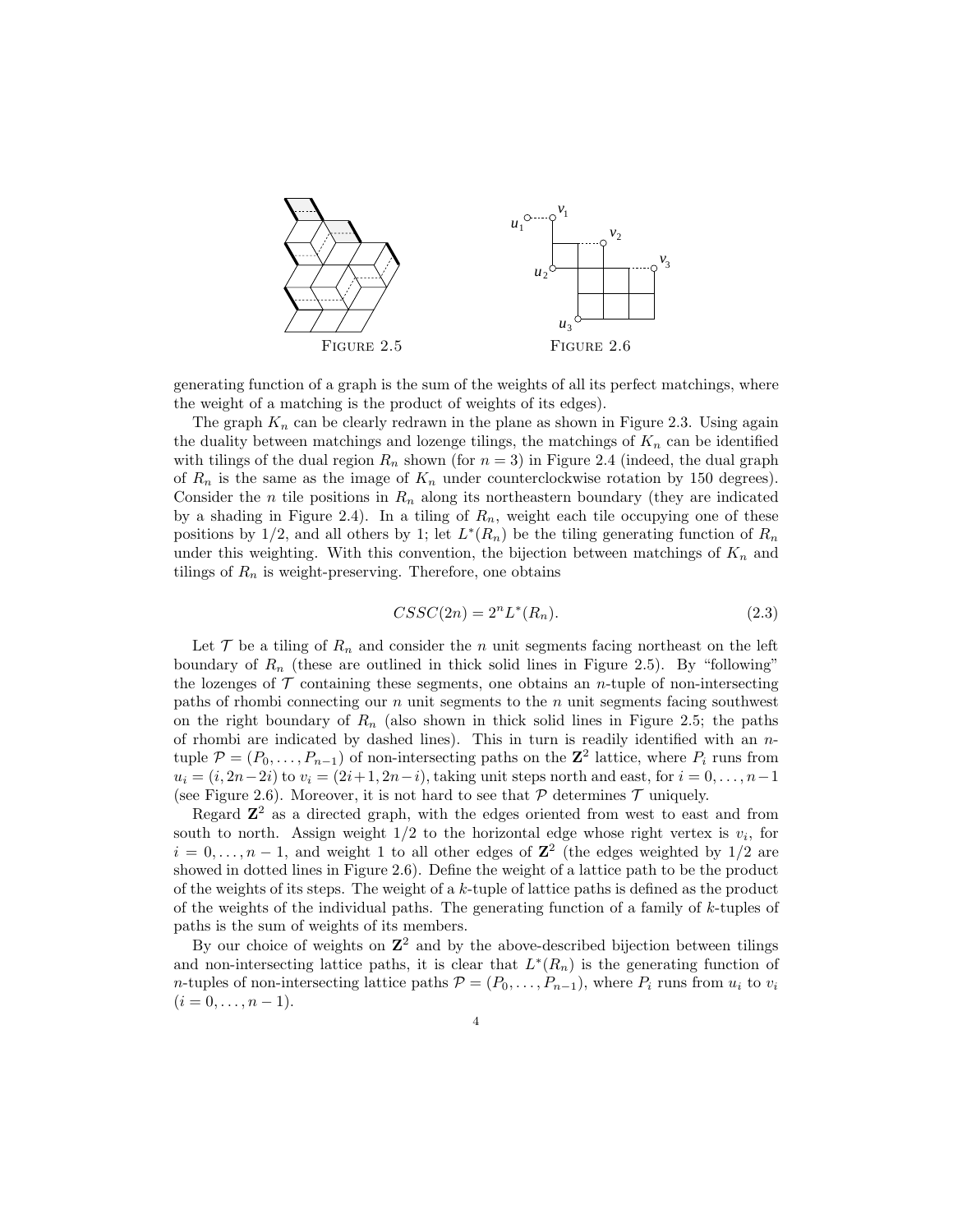FIGURE 2.5

FIGURE 2.6

generating function of a graph is the sum of the weights of all its perfect matchings, where the weight of a matching is the product of weights of its edges).

The graph $K_n$ can be clearly redrawn in the plane as shown in Figure 2.3. Using again the duality between matchings and lozenge tilings, the matchings of $K_n$ can be identified with tilings of the dual region $R_n$ shown (for $n = 3$) in Figure 2.4 (indeed, the dual graph of $R_n$ is the same as the image of $K_n$ under counterclockwise rotation by 150 degrees). Consider the $n$ tile positions in $R_n$ along its northeastern boundary (they are indicated by a shading in Figure 2.4). In a tiling of $R_n$, weight each tile occupying one of these positions by $1/2$, and all others by 1; let $L^*(R_n)$ be the tiling generating function of $R_n$ under this weighting. With this convention, the bijection between matchings of $K_n$ and tilings of $R_n$ is weight-preserving. Therefore, one obtains

$$CSSC(2n) = 2^n L^*(R_n). \tag{2.3}$$

Let $\mathcal{T}$ be a tiling of $R_n$ and consider the $n$ unit segments facing northeast on the left boundary of $R_n$ (these are outlined in thick solid lines in Figure 2.5). By "following" the lozenges of $\mathcal{T}$ containing these segments, one obtains an $n$-tuple of non-intersecting paths of rhombi connecting our $n$ unit segments to the $n$ unit segments facing southwest on the right boundary of $R_n$ (also shown in thick solid lines in Figure 2.5; the paths of rhombi are indicated by dashed lines). This in turn is readily identified with an $n$-tuple $\mathcal{P} = (P_0, \ldots, P_{n-1})$ of non-intersecting paths on the $\mathbf{Z}^2$ lattice, where $P_i$ runs from $u_i = (i, 2n-2i)$ to $v_i = (2i+1, 2n-i)$, taking unit steps north and east, for $i = 0, \ldots, n-1$ (see Figure 2.6). Moreover, it is not hard to see that $\mathcal{P}$ determines $\mathcal{T}$ uniquely.

Regard $\mathbf{Z}^2$ as a directed graph, with the edges oriented from west to east and from south to north. Assign weight $1/2$ to the horizontal edge whose right vertex is $v_i$, for $i = 0, \ldots, n-1$, and weight 1 to all other edges of $\mathbf{Z}^2$ (the edges weighted by $1/2$ are showed in dotted lines in Figure 2.6). Define the weight of a lattice path to be the product of the weights of its steps. The weight of a $k$-tuple of lattice paths is defined as the product of the weights of the individual paths. The generating function of a family of $k$-tuples of paths is the sum of weights of its members.

By our choice of weights on $\mathbf{Z}^2$ and by the above-described bijection between tilings and non-intersecting lattice paths, it is clear that $L^*(R_n)$ is the generating function of $n$-tuples of non-intersecting lattice paths $\mathcal{P} = (P_0, \ldots, P_{n-1})$, where $P_i$ runs from $u_i$ to $v_i$ $(i = 0, \ldots, n-1)$.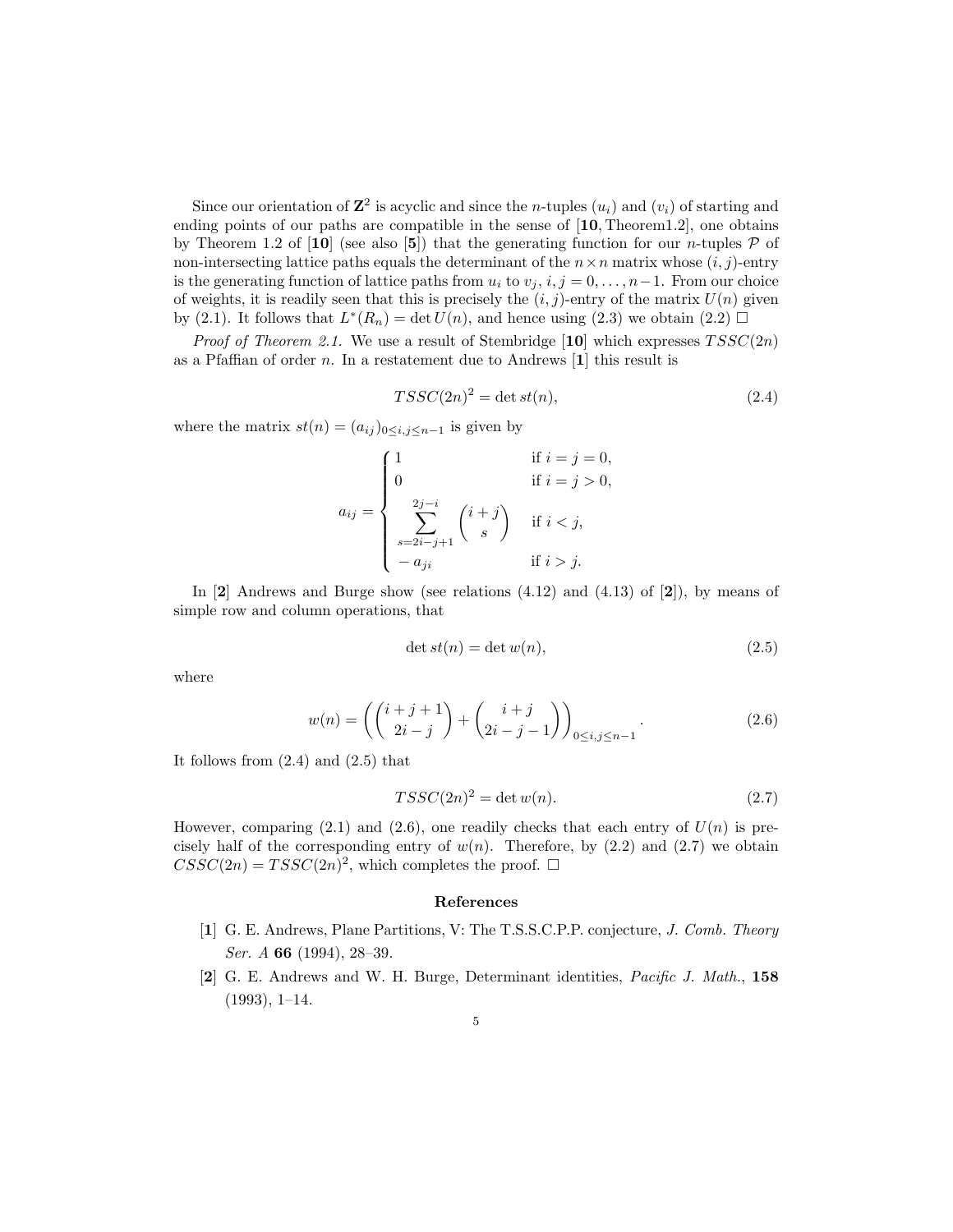Since our orientation of $\mathbf{Z}^2$ is acyclic and since the $n$-tuples $(u_i)$ and $(v_i)$ of starting and ending points of our paths are compatible in the sense of [**10**, Theorem1.2], one obtains by Theorem 1.2 of [**10**] (see also [**5**]) that the generating function for our $n$-tuples $\mathcal{P}$ of non-intersecting lattice paths equals the determinant of the $n \times n$ matrix whose $(i, j)$-entry is the generating function of lattice paths from $u_i$ to $v_j$, $i, j = 0, \ldots, n-1$. From our choice of weights, it is readily seen that this is precisely the $(i, j)$-entry of the matrix $U(n)$ given by (2.1). It follows that $L^*(R_n) = \det U(n)$, and hence using (2.3) we obtain (2.2) $\square$

*Proof of Theorem 2.1.* We use a result of Stembridge [**10**] which expresses $TSSC(2n)$ as a Pfaffian of order $n$. In a restatement due to Andrews [**1**] this result is

$$TSSC(2n)^2 = \det st(n), \tag{2.4}$$

where the matrix $st(n) = (a_{ij})_{0 \le i,j \le n-1}$ is given by

$$a_{ij} = \begin{cases} 1 & \text{if } i = j = 0, \\ 0 & \text{if } i = j > 0, \\ \displaystyle\sum_{s=2i-j+1}^{2j-i} \binom{i+j}{s} & \text{if } i < j, \\ -\, a_{ji} & \text{if } i > j. \end{cases}$$

In [**2**] Andrews and Burge show (see relations (4.12) and (4.13) of [**2**]), by means of simple row and column operations, that

$$\det st(n) = \det w(n), \tag{2.5}$$

where

$$w(n) = \left( \binom{i+j+1}{2i-j} + \binom{i+j}{2i-j-1} \right)_{0 \le i,j \le n-1}. \tag{2.6}$$

It follows from (2.4) and (2.5) that

$$TSSC(2n)^2 = \det w(n). \tag{2.7}$$

However, comparing (2.1) and (2.6), one readily checks that each entry of $U(n)$ is precisely half of the corresponding entry of $w(n)$. Therefore, by (2.2) and (2.7) we obtain $CSSC(2n) = TSSC(2n)^2$, which completes the proof. $\square$

## References

[**1**] G. E. Andrews, Plane Partitions, V: The T.S.S.C.P.P. conjecture, *J. Comb. Theory Ser. A* **66** (1994), 28–39.

[**2**] G. E. Andrews and W. H. Burge, Determinant identities, *Pacific J. Math.*, **158** (1993), 1–14.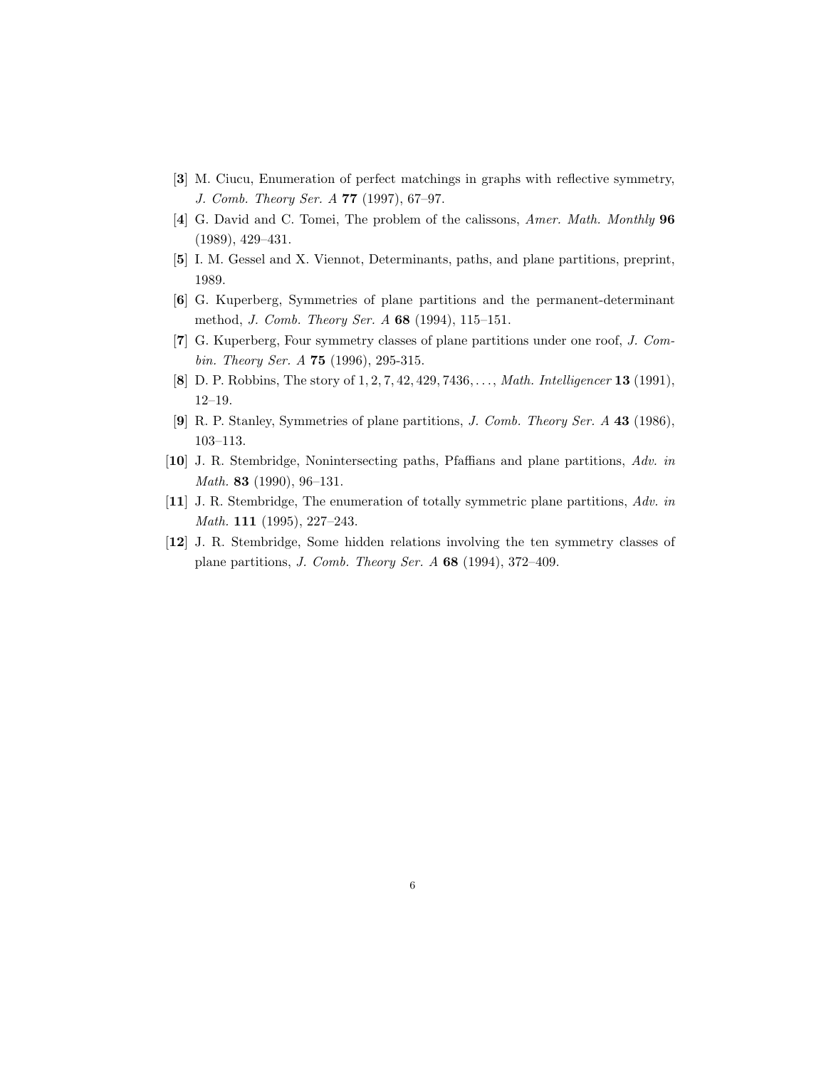[**3**] M. Ciucu, Enumeration of perfect matchings in graphs with reflective symmetry, *J. Comb. Theory Ser. A* **77** (1997), 67–97.

[**4**] G. David and C. Tomei, The problem of the calissons, *Amer. Math. Monthly* **96** (1989), 429–431.

[**5**] I. M. Gessel and X. Viennot, Determinants, paths, and plane partitions, preprint, 1989.

[**6**] G. Kuperberg, Symmetries of plane partitions and the permanent-determinant method, *J. Comb. Theory Ser. A* **68** (1994), 115–151.

[**7**] G. Kuperberg, Four symmetry classes of plane partitions under one roof, *J. Combin. Theory Ser. A* **75** (1996), 295-315.

[**8**] D. P. Robbins, The story of $1, 2, 7, 42, 429, 7436, \ldots$, *Math. Intelligencer* **13** (1991), 12–19.

[**9**] R. P. Stanley, Symmetries of plane partitions, *J. Comb. Theory Ser. A* **43** (1986), 103–113.

[**10**] J. R. Stembridge, Nonintersecting paths, Pfaffians and plane partitions, *Adv. in Math.* **83** (1990), 96–131.

[**11**] J. R. Stembridge, The enumeration of totally symmetric plane partitions, *Adv. in Math.* **111** (1995), 227–243.

[**12**] J. R. Stembridge, Some hidden relations involving the ten symmetry classes of plane partitions, *J. Comb. Theory Ser. A* **68** (1994), 372–409.